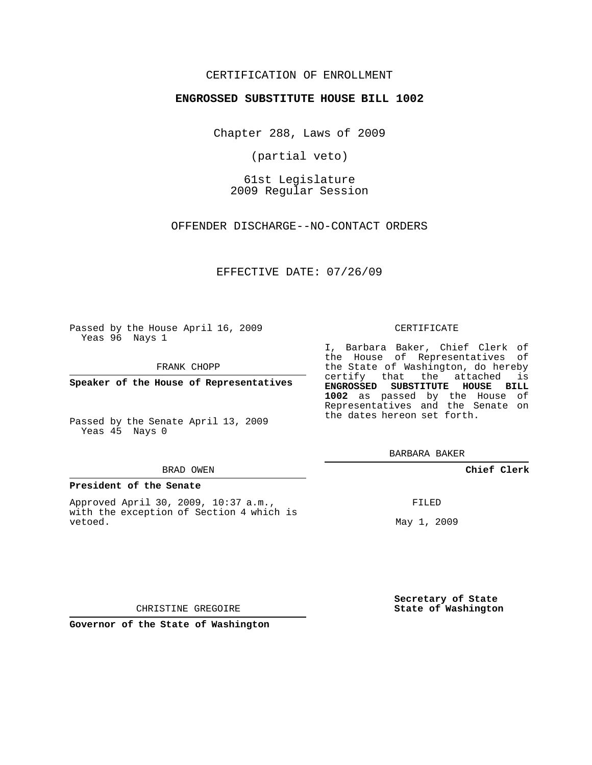CERTIFICATION OF ENROLLMENT

**ENGROSSED SUBSTITUTE HOUSE BILL 1002**

Chapter 288, Laws of 2009

(partial veto)

61st Legislature
2009 Regular Session

OFFENDER DISCHARGE--NO-CONTACT ORDERS

EFFECTIVE DATE: 07/26/09

Passed by the House April 16, 2009
Yeas 96 Nays 1

FRANK CHOPP

**Speaker of the House of Representatives**

Passed by the Senate April 13, 2009
Yeas 45 Nays 0

BRAD OWEN

**President of the Senate**

Approved April 30, 2009, 10:37 a.m., with the exception of Section 4 which is vetoed.

CHRISTINE GREGOIRE

**Governor of the State of Washington**

CERTIFICATE

I, Barbara Baker, Chief Clerk of the House of Representatives of the State of Washington, do hereby certify that the attached is **ENGROSSED SUBSTITUTE HOUSE BILL 1002** as passed by the House of Representatives and the Senate on the dates hereon set forth.

BARBARA BAKER

**Chief Clerk**

FILED

May 1, 2009

**Secretary of State**
**State of Washington**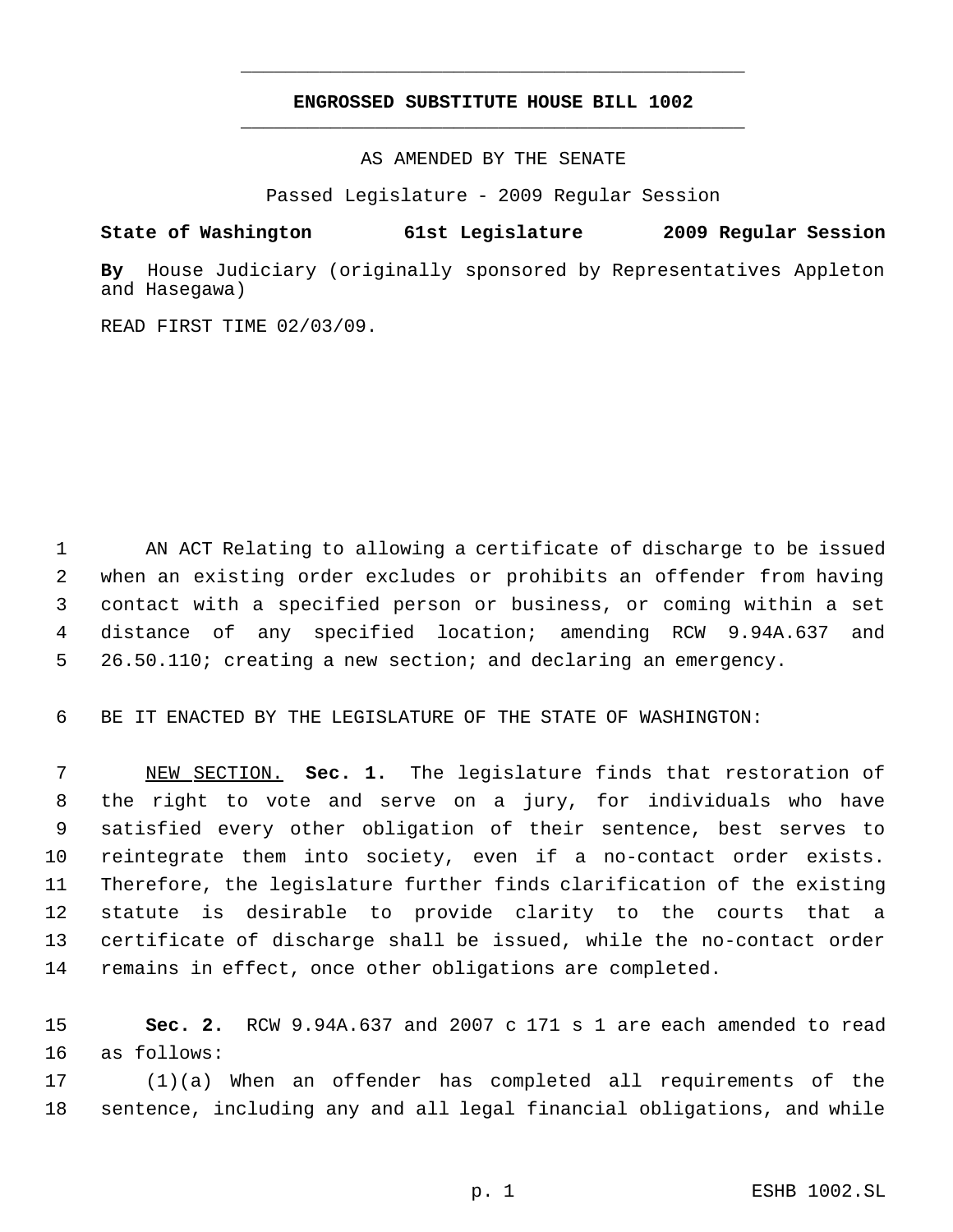# ENGROSSED SUBSTITUTE HOUSE BILL 1002

AS AMENDED BY THE SENATE

Passed Legislature - 2009 Regular Session

**State of Washington 61st Legislature 2009 Regular Session**

**By** House Judiciary (originally sponsored by Representatives Appleton and Hasegawa)

READ FIRST TIME 02/03/09.

AN ACT Relating to allowing a certificate of discharge to be issued when an existing order excludes or prohibits an offender from having contact with a specified person or business, or coming within a set distance of any specified location; amending RCW 9.94A.637 and 26.50.110; creating a new section; and declaring an emergency.

BE IT ENACTED BY THE LEGISLATURE OF THE STATE OF WASHINGTON:

NEW SECTION. **Sec. 1.** The legislature finds that restoration of the right to vote and serve on a jury, for individuals who have satisfied every other obligation of their sentence, best serves to reintegrate them into society, even if a no-contact order exists. Therefore, the legislature further finds clarification of the existing statute is desirable to provide clarity to the courts that a certificate of discharge shall be issued, while the no-contact order remains in effect, once other obligations are completed.

**Sec. 2.** RCW 9.94A.637 and 2007 c 171 s 1 are each amended to read as follows:

(1)(a) When an offender has completed all requirements of the sentence, including any and all legal financial obligations, and while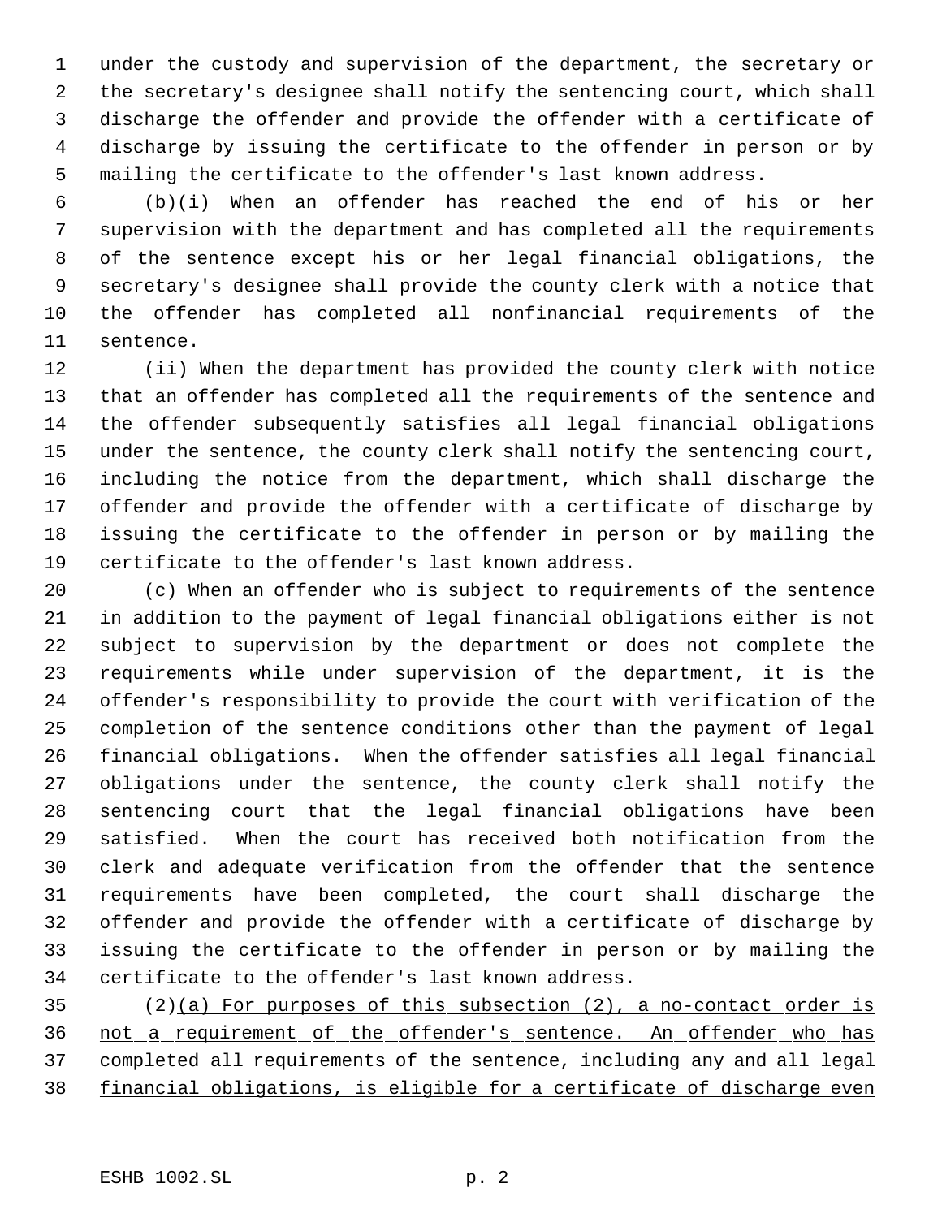under the custody and supervision of the department, the secretary or the secretary's designee shall notify the sentencing court, which shall discharge the offender and provide the offender with a certificate of discharge by issuing the certificate to the offender in person or by mailing the certificate to the offender's last known address.

(b)(i) When an offender has reached the end of his or her supervision with the department and has completed all the requirements of the sentence except his or her legal financial obligations, the secretary's designee shall provide the county clerk with a notice that the offender has completed all nonfinancial requirements of the sentence.

(ii) When the department has provided the county clerk with notice that an offender has completed all the requirements of the sentence and the offender subsequently satisfies all legal financial obligations under the sentence, the county clerk shall notify the sentencing court, including the notice from the department, which shall discharge the offender and provide the offender with a certificate of discharge by issuing the certificate to the offender in person or by mailing the certificate to the offender's last known address.

(c) When an offender who is subject to requirements of the sentence in addition to the payment of legal financial obligations either is not subject to supervision by the department or does not complete the requirements while under supervision of the department, it is the offender's responsibility to provide the court with verification of the completion of the sentence conditions other than the payment of legal financial obligations. When the offender satisfies all legal financial obligations under the sentence, the county clerk shall notify the sentencing court that the legal financial obligations have been satisfied. When the court has received both notification from the clerk and adequate verification from the offender that the sentence requirements have been completed, the court shall discharge the offender and provide the offender with a certificate of discharge by issuing the certificate to the offender in person or by mailing the certificate to the offender's last known address.

(2)<u>(a) For purposes of this subsection (2), a no-contact order is not a requirement of the offender's sentence. An offender who has completed all requirements of the sentence, including any and all legal financial obligations, is eligible for a certificate of discharge even</u>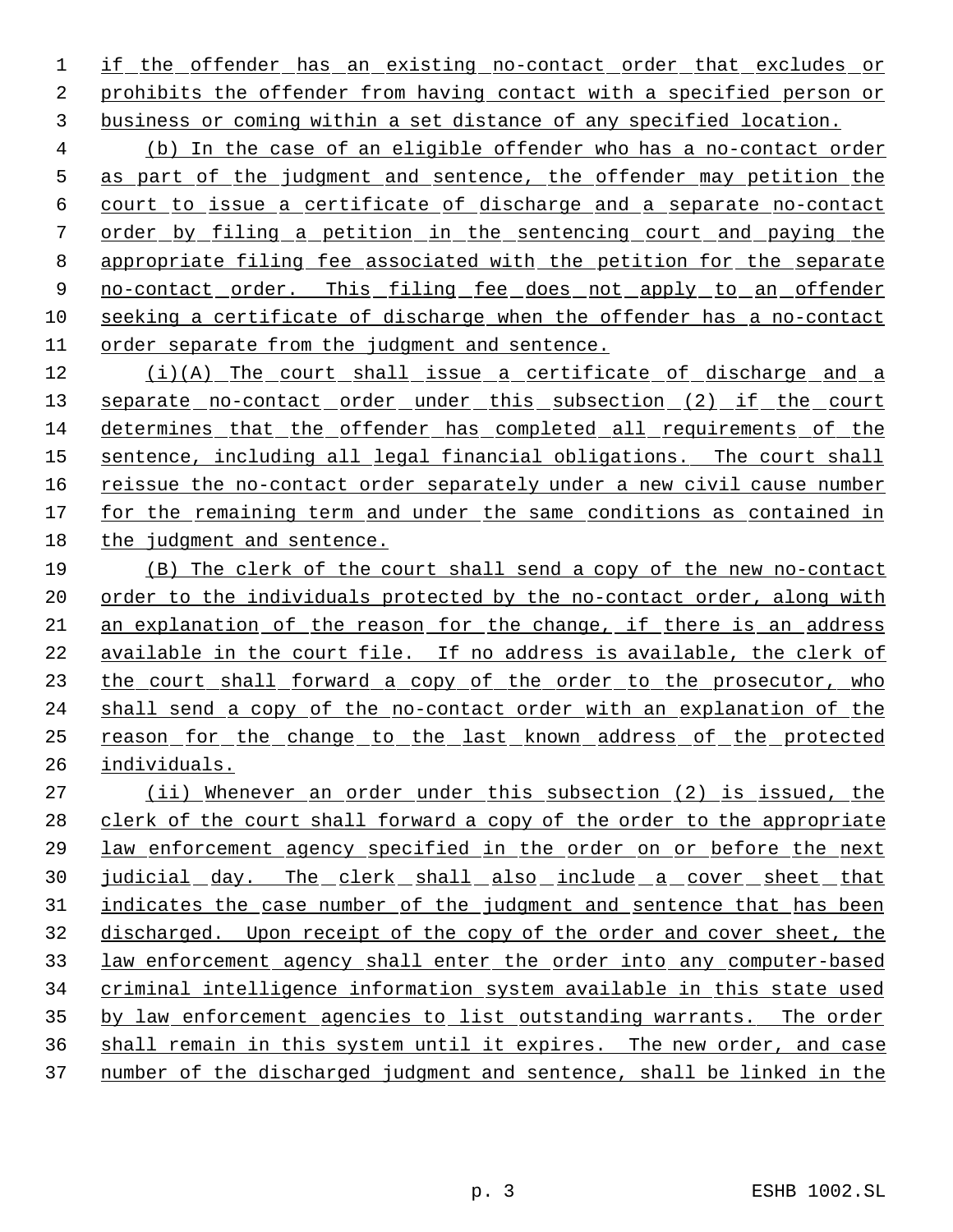if the offender has an existing no-contact order that excludes or prohibits the offender from having contact with a specified person or business or coming within a set distance of any specified location.

(b) In the case of an eligible offender who has a no-contact order as part of the judgment and sentence, the offender may petition the court to issue a certificate of discharge and a separate no-contact order by filing a petition in the sentencing court and paying the appropriate filing fee associated with the petition for the separate no-contact order. This filing fee does not apply to an offender seeking a certificate of discharge when the offender has a no-contact order separate from the judgment and sentence.

(i)(A) The court shall issue a certificate of discharge and a separate no-contact order under this subsection (2) if the court determines that the offender has completed all requirements of the sentence, including all legal financial obligations. The court shall reissue the no-contact order separately under a new civil cause number for the remaining term and under the same conditions as contained in the judgment and sentence.

(B) The clerk of the court shall send a copy of the new no-contact order to the individuals protected by the no-contact order, along with an explanation of the reason for the change, if there is an address available in the court file. If no address is available, the clerk of the court shall forward a copy of the order to the prosecutor, who shall send a copy of the no-contact order with an explanation of the reason for the change to the last known address of the protected individuals.

(ii) Whenever an order under this subsection (2) is issued, the clerk of the court shall forward a copy of the order to the appropriate law enforcement agency specified in the order on or before the next judicial day. The clerk shall also include a cover sheet that indicates the case number of the judgment and sentence that has been discharged. Upon receipt of the copy of the order and cover sheet, the law enforcement agency shall enter the order into any computer-based criminal intelligence information system available in this state used by law enforcement agencies to list outstanding warrants. The order shall remain in this system until it expires. The new order, and case number of the discharged judgment and sentence, shall be linked in the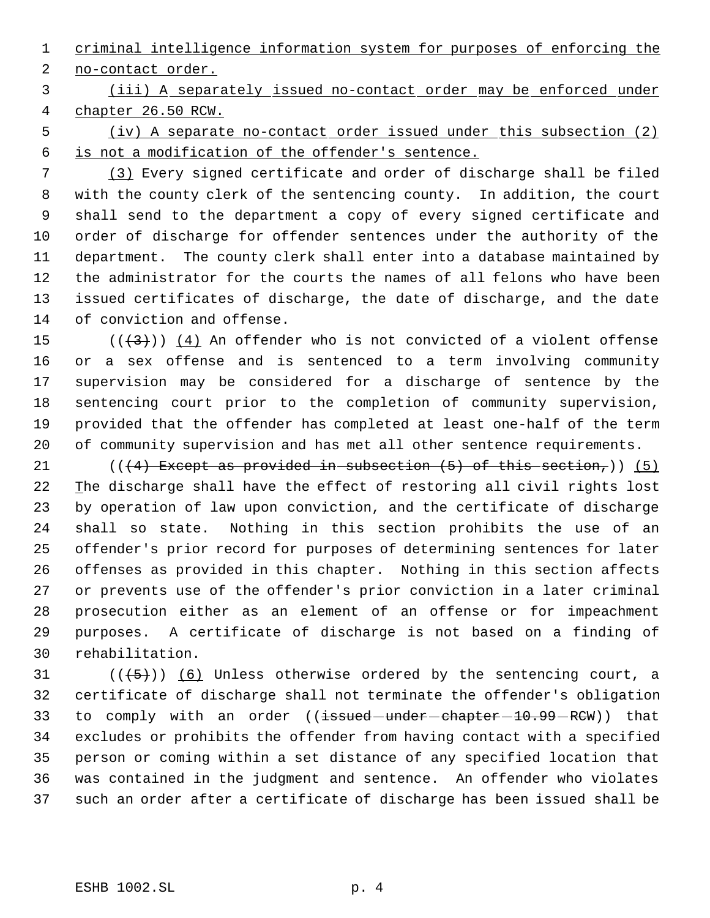criminal intelligence information system for purposes of enforcing the no-contact order.

(iii) A separately issued no-contact order may be enforced under chapter 26.50 RCW.

(iv) A separate no-contact order issued under this subsection (2) is not a modification of the offender's sentence.

(3) Every signed certificate and order of discharge shall be filed with the county clerk of the sentencing county. In addition, the court shall send to the department a copy of every signed certificate and order of discharge for offender sentences under the authority of the department. The county clerk shall enter into a database maintained by the administrator for the courts the names of all felons who have been issued certificates of discharge, the date of discharge, and the date of conviction and offense.

~~((3))~~ (4) An offender who is not convicted of a violent offense or a sex offense and is sentenced to a term involving community supervision may be considered for a discharge of sentence by the sentencing court prior to the completion of community supervision, provided that the offender has completed at least one-half of the term of community supervision and has met all other sentence requirements.

~~((4) Except as provided in subsection (5) of this section,)~~ (5) The discharge shall have the effect of restoring all civil rights lost by operation of law upon conviction, and the certificate of discharge shall so state. Nothing in this section prohibits the use of an offender's prior record for purposes of determining sentences for later offenses as provided in this chapter. Nothing in this section affects or prevents use of the offender's prior conviction in a later criminal prosecution either as an element of an offense or for impeachment purposes. A certificate of discharge is not based on a finding of rehabilitation.

~~((5))~~ (6) Unless otherwise ordered by the sentencing court, a certificate of discharge shall not terminate the offender's obligation to comply with an order ~~((issued under chapter 10.99 RCW))~~ that excludes or prohibits the offender from having contact with a specified person or coming within a set distance of any specified location that was contained in the judgment and sentence. An offender who violates such an order after a certificate of discharge has been issued shall be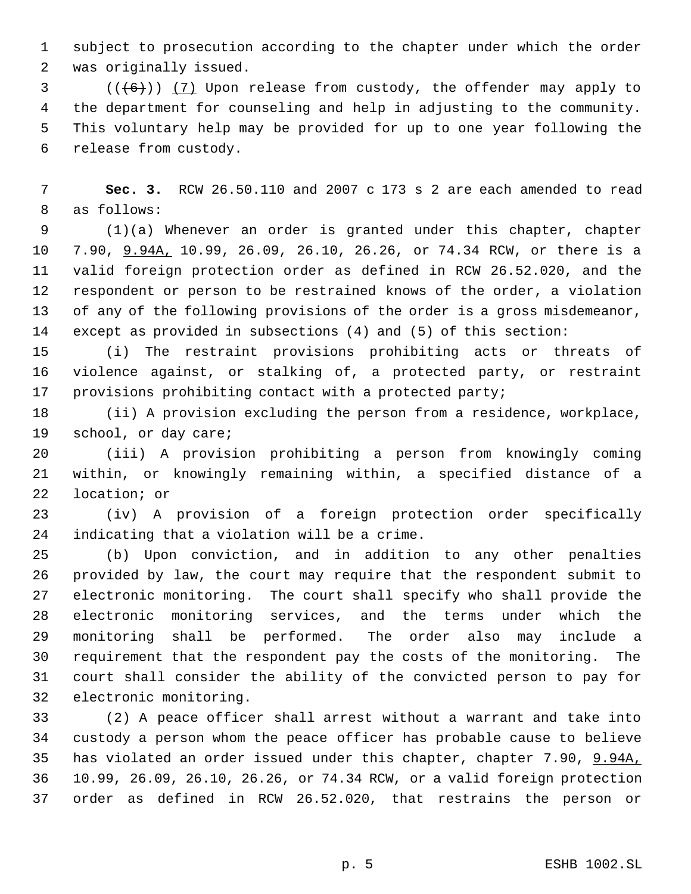subject to prosecution according to the chapter under which the order was originally issued.

(((6))) <u>(7)</u> Upon release from custody, the offender may apply to the department for counseling and help in adjusting to the community. This voluntary help may be provided for up to one year following the release from custody.

**Sec. 3.** RCW 26.50.110 and 2007 c 173 s 2 are each amended to read as follows:

(1)(a) Whenever an order is granted under this chapter, chapter 7.90, <u>9.94A,</u> 10.99, 26.09, 26.10, 26.26, or 74.34 RCW, or there is a valid foreign protection order as defined in RCW 26.52.020, and the respondent or person to be restrained knows of the order, a violation of any of the following provisions of the order is a gross misdemeanor, except as provided in subsections (4) and (5) of this section:

(i) The restraint provisions prohibiting acts or threats of violence against, or stalking of, a protected party, or restraint provisions prohibiting contact with a protected party;

(ii) A provision excluding the person from a residence, workplace, school, or day care;

(iii) A provision prohibiting a person from knowingly coming within, or knowingly remaining within, a specified distance of a location; or

(iv) A provision of a foreign protection order specifically indicating that a violation will be a crime.

(b) Upon conviction, and in addition to any other penalties provided by law, the court may require that the respondent submit to electronic monitoring. The court shall specify who shall provide the electronic monitoring services, and the terms under which the monitoring shall be performed. The order also may include a requirement that the respondent pay the costs of the monitoring. The court shall consider the ability of the convicted person to pay for electronic monitoring.

(2) A peace officer shall arrest without a warrant and take into custody a person whom the peace officer has probable cause to believe has violated an order issued under this chapter, chapter 7.90, <u>9.94A,</u> 10.99, 26.09, 26.10, 26.26, or 74.34 RCW, or a valid foreign protection order as defined in RCW 26.52.020, that restrains the person or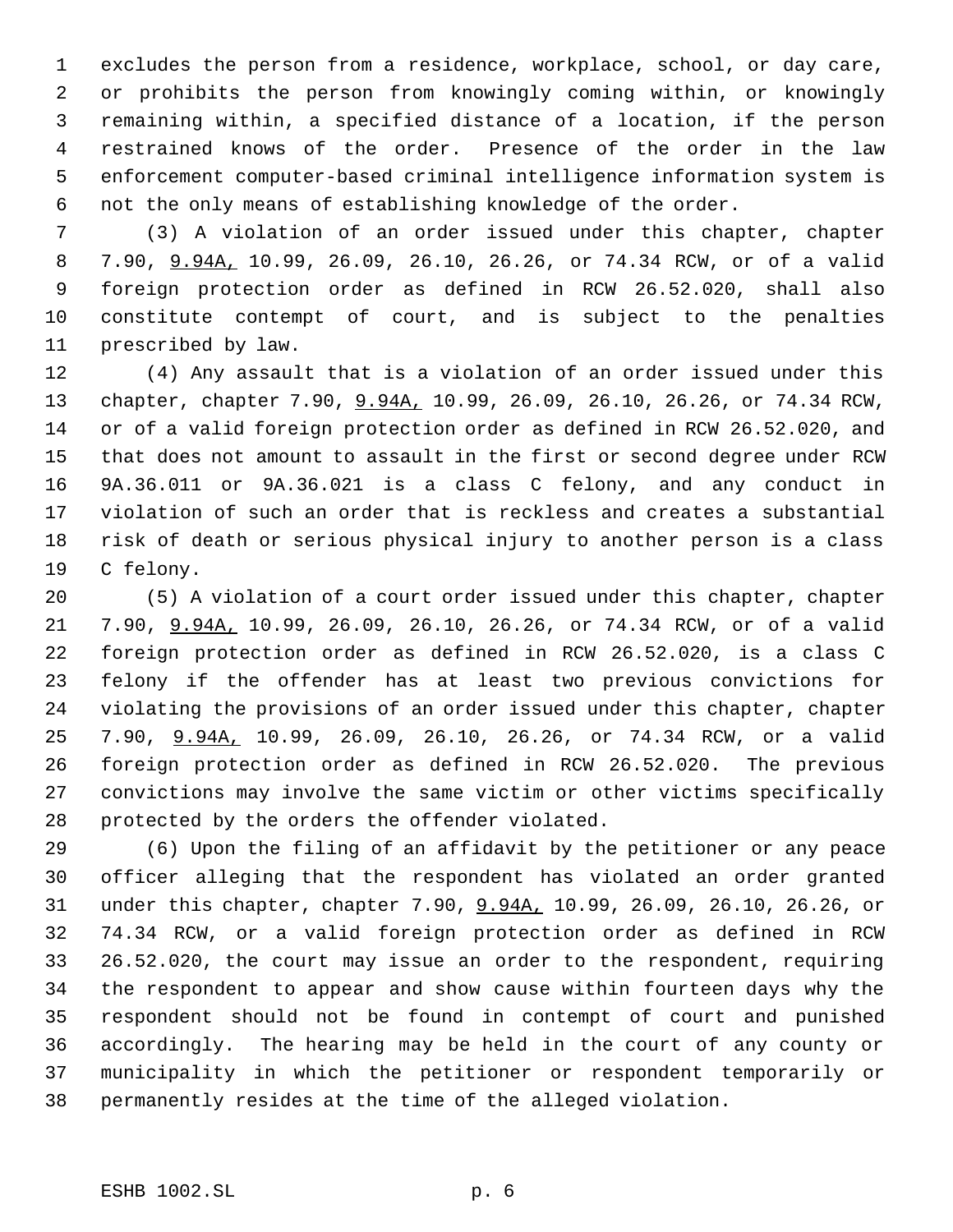excludes the person from a residence, workplace, school, or day care, or prohibits the person from knowingly coming within, or knowingly remaining within, a specified distance of a location, if the person restrained knows of the order. Presence of the order in the law enforcement computer-based criminal intelligence information system is not the only means of establishing knowledge of the order.

(3) A violation of an order issued under this chapter, chapter 7.90, 9.94A, 10.99, 26.09, 26.10, 26.26, or 74.34 RCW, or of a valid foreign protection order as defined in RCW 26.52.020, shall also constitute contempt of court, and is subject to the penalties prescribed by law.

(4) Any assault that is a violation of an order issued under this chapter, chapter 7.90, 9.94A, 10.99, 26.09, 26.10, 26.26, or 74.34 RCW, or of a valid foreign protection order as defined in RCW 26.52.020, and that does not amount to assault in the first or second degree under RCW 9A.36.011 or 9A.36.021 is a class C felony, and any conduct in violation of such an order that is reckless and creates a substantial risk of death or serious physical injury to another person is a class C felony.

(5) A violation of a court order issued under this chapter, chapter 7.90, 9.94A, 10.99, 26.09, 26.10, 26.26, or 74.34 RCW, or of a valid foreign protection order as defined in RCW 26.52.020, is a class C felony if the offender has at least two previous convictions for violating the provisions of an order issued under this chapter, chapter 7.90, 9.94A, 10.99, 26.09, 26.10, 26.26, or 74.34 RCW, or a valid foreign protection order as defined in RCW 26.52.020. The previous convictions may involve the same victim or other victims specifically protected by the orders the offender violated.

(6) Upon the filing of an affidavit by the petitioner or any peace officer alleging that the respondent has violated an order granted under this chapter, chapter 7.90, 9.94A, 10.99, 26.09, 26.10, 26.26, or 74.34 RCW, or a valid foreign protection order as defined in RCW 26.52.020, the court may issue an order to the respondent, requiring the respondent to appear and show cause within fourteen days why the respondent should not be found in contempt of court and punished accordingly. The hearing may be held in the court of any county or municipality in which the petitioner or respondent temporarily or permanently resides at the time of the alleged violation.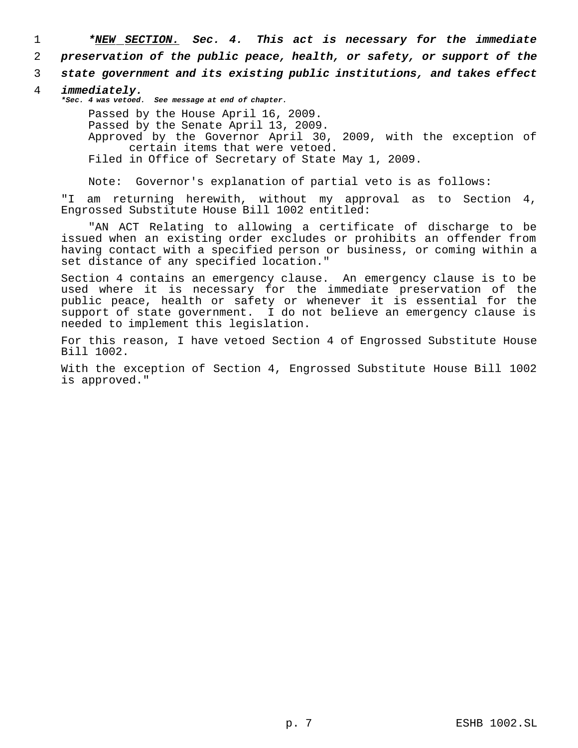***NEW SECTION.* *Sec. 4. This act is necessary for the immediate preservation of the public peace, health, or safety, or support of the state government and its existing public institutions, and takes effect immediately.***

***Sec. 4 was vetoed. See message at end of chapter.***

Passed by the House April 16, 2009.
Passed by the Senate April 13, 2009.
Approved by the Governor April 30, 2009, with the exception of certain items that were vetoed.
Filed in Office of Secretary of State May 1, 2009.

Note: Governor's explanation of partial veto is as follows:

"I am returning herewith, without my approval as to Section 4, Engrossed Substitute House Bill 1002 entitled:

"AN ACT Relating to allowing a certificate of discharge to be issued when an existing order excludes or prohibits an offender from having contact with a specified person or business, or coming within a set distance of any specified location."

Section 4 contains an emergency clause. An emergency clause is to be used where it is necessary for the immediate preservation of the public peace, health or safety or whenever it is essential for the support of state government. I do not believe an emergency clause is needed to implement this legislation.

For this reason, I have vetoed Section 4 of Engrossed Substitute House Bill 1002.

With the exception of Section 4, Engrossed Substitute House Bill 1002 is approved."